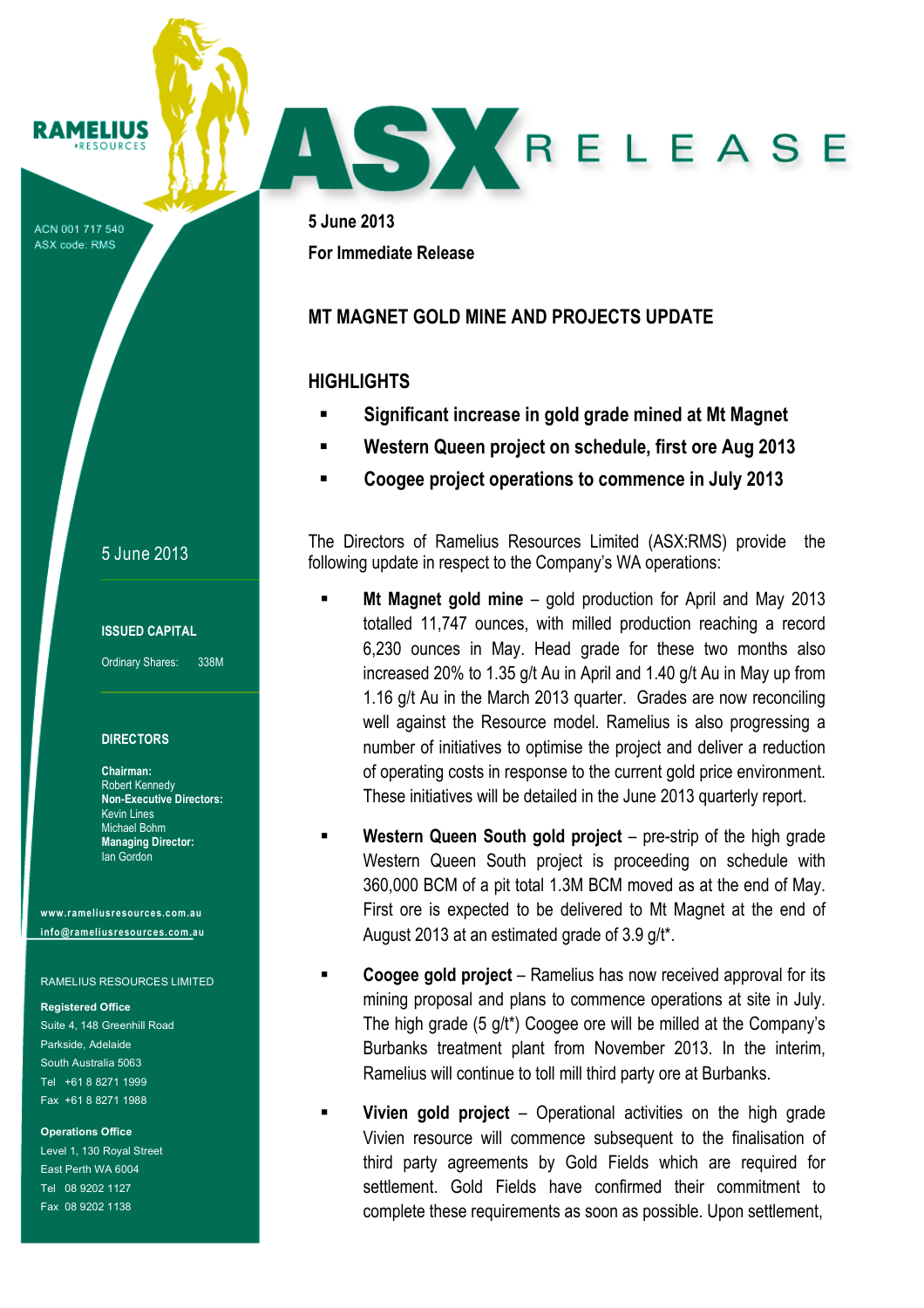RAMELIUS RESOURCES

ASX RELEASE

ACN 001 717 540
ASX code: RMS

5 June 2013

**ISSUED CAPITAL**

Ordinary Shares: 338M

**DIRECTORS**

**Chairman:**
Robert Kennedy
**Non-Executive Directors:**
Kevin Lines
Michael Bohm
**Managing Director:**
Ian Gordon

www.rameliusresources.com.au
info@rameliusresources.com.au

RAMELIUS RESOURCES LIMITED

**Registered Office**
Suite 4, 148 Greenhill Road
Parkside, Adelaide
South Australia 5063
Tel +61 8 8271 1999
Fax +61 8 8271 1988

**Operations Office**
Level 1, 130 Royal Street
East Perth WA 6004
Tel 08 9202 1127
Fax 08 9202 1138

**5 June 2013**

**For Immediate Release**

# MT MAGNET GOLD MINE AND PROJECTS UPDATE

## HIGHLIGHTS

- **Significant increase in gold grade mined at Mt Magnet**
- **Western Queen project on schedule, first ore Aug 2013**
- **Coogee project operations to commence in July 2013**

The Directors of Ramelius Resources Limited (ASX:RMS) provide the following update in respect to the Company's WA operations:

- **Mt Magnet gold mine** – gold production for April and May 2013 totalled 11,747 ounces, with milled production reaching a record 6,230 ounces in May. Head grade for these two months also increased 20% to 1.35 g/t Au in April and 1.40 g/t Au in May up from 1.16 g/t Au in the March 2013 quarter. Grades are now reconciling well against the Resource model. Ramelius is also progressing a number of initiatives to optimise the project and deliver a reduction of operating costs in response to the current gold price environment. These initiatives will be detailed in the June 2013 quarterly report.

- **Western Queen South gold project** – pre-strip of the high grade Western Queen South project is proceeding on schedule with 360,000 BCM of a pit total 1.3M BCM moved as at the end of May. First ore is expected to be delivered to Mt Magnet at the end of August 2013 at an estimated grade of 3.9 g/t*.

- **Coogee gold project** – Ramelius has now received approval for its mining proposal and plans to commence operations at site in July. The high grade (5 g/t*) Coogee ore will be milled at the Company's Burbanks treatment plant from November 2013. In the interim, Ramelius will continue to toll mill third party ore at Burbanks.

- **Vivien gold project** – Operational activities on the high grade Vivien resource will commence subsequent to the finalisation of third party agreements by Gold Fields which are required for settlement. Gold Fields have confirmed their commitment to complete these requirements as soon as possible. Upon settlement,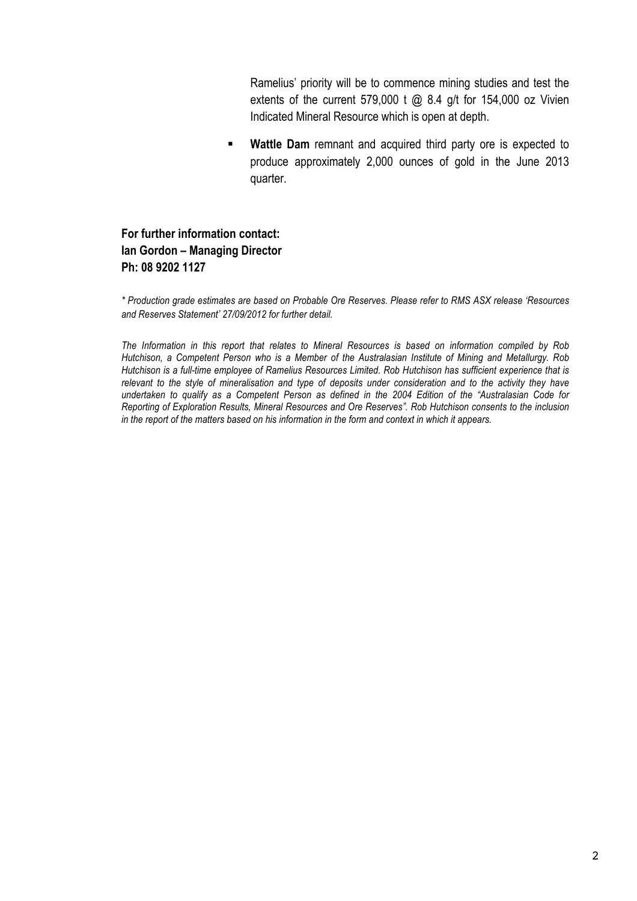Ramelius' priority will be to commence mining studies and test the extents of the current 579,000 t @ 8.4 g/t for 154,000 oz Vivien Indicated Mineral Resource which is open at depth.

- **Wattle Dam** remnant and acquired third party ore is expected to produce approximately 2,000 ounces of gold in the June 2013 quarter.

**For further information contact:**
**Ian Gordon – Managing Director**
**Ph: 08 9202 1127**

*\* Production grade estimates are based on Probable Ore Reserves. Please refer to RMS ASX release 'Resources and Reserves Statement' 27/09/2012 for further detail.*

*The Information in this report that relates to Mineral Resources is based on information compiled by Rob Hutchison, a Competent Person who is a Member of the Australasian Institute of Mining and Metallurgy. Rob Hutchison is a full-time employee of Ramelius Resources Limited. Rob Hutchison has sufficient experience that is relevant to the style of mineralisation and type of deposits under consideration and to the activity they have undertaken to qualify as a Competent Person as defined in the 2004 Edition of the "Australasian Code for Reporting of Exploration Results, Mineral Resources and Ore Reserves". Rob Hutchison consents to the inclusion in the report of the matters based on his information in the form and context in which it appears.*